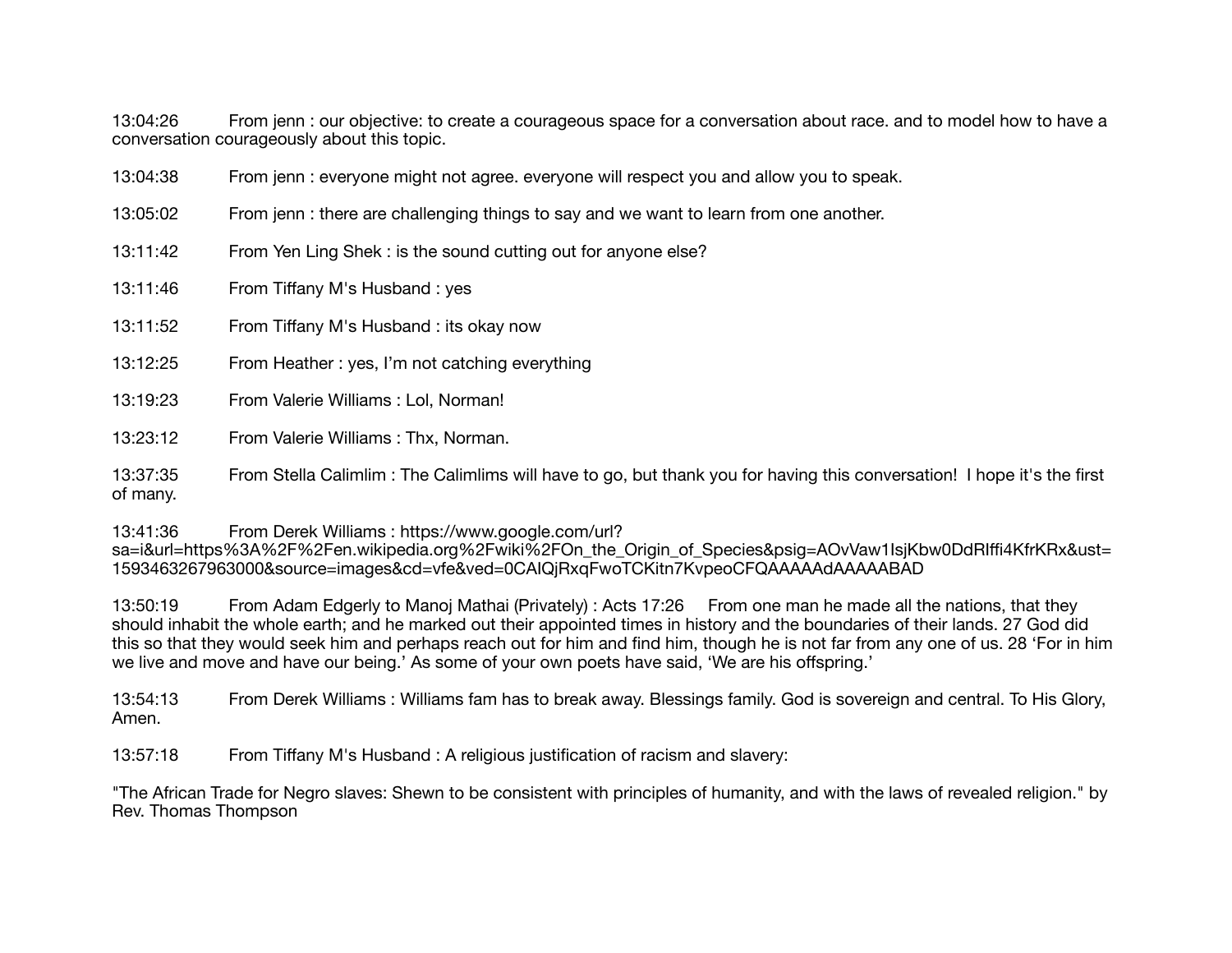13:04:26 From jenn : our objective: to create a courageous space for a conversation about race. and to model how to have a conversation courageously about this topic.

13:04:38 From jenn : everyone might not agree. everyone will respect you and allow you to speak.

13:05:02 From jenn : there are challenging things to say and we want to learn from one another.

13:11:42 From Yen Ling Shek : is the sound cutting out for anyone else?

13:11:46 From Tiffany M's Husband : yes

13:11:52 From Tiffany M's Husband : its okay now

13:12:25 From Heather : yes, I'm not catching everything

13:19:23 From Valerie Williams : Lol, Norman!

13:23:12 From Valerie Williams : Thx, Norman.

13:37:35 From Stella Calimlim : The Calimlims will have to go, but thank you for having this conversation! I hope it's the first of many.

13:41:36 From Derek Williams : https://www.google.com/url?sa=i&url=https%3A%2F%2Fen.wikipedia.org%2Fwiki%2FOn_the_Origin_of_Species&psig=AOvVaw1IsjKbw0DdRIffi4KfrKRx&ust=1593463267963000&source=images&cd=vfe&ved=0CAIQjRxqFwoTCKitn7KvpeoCFQAAAAAdAAAAABAD

13:50:19 From Adam Edgerly to Manoj Mathai (Privately) : Acts 17:26 From one man he made all the nations, that they should inhabit the whole earth; and he marked out their appointed times in history and the boundaries of their lands. 27 God did this so that they would seek him and perhaps reach out for him and find him, though he is not far from any one of us. 28 'For in him we live and move and have our being.' As some of your own poets have said, 'We are his offspring.'

13:54:13 From Derek Williams : Williams fam has to break away. Blessings family. God is sovereign and central. To His Glory, Amen.

13:57:18 From Tiffany M's Husband : A religious justification of racism and slavery:

"The African Trade for Negro slaves: Shewn to be consistent with principles of humanity, and with the laws of revealed religion." by Rev. Thomas Thompson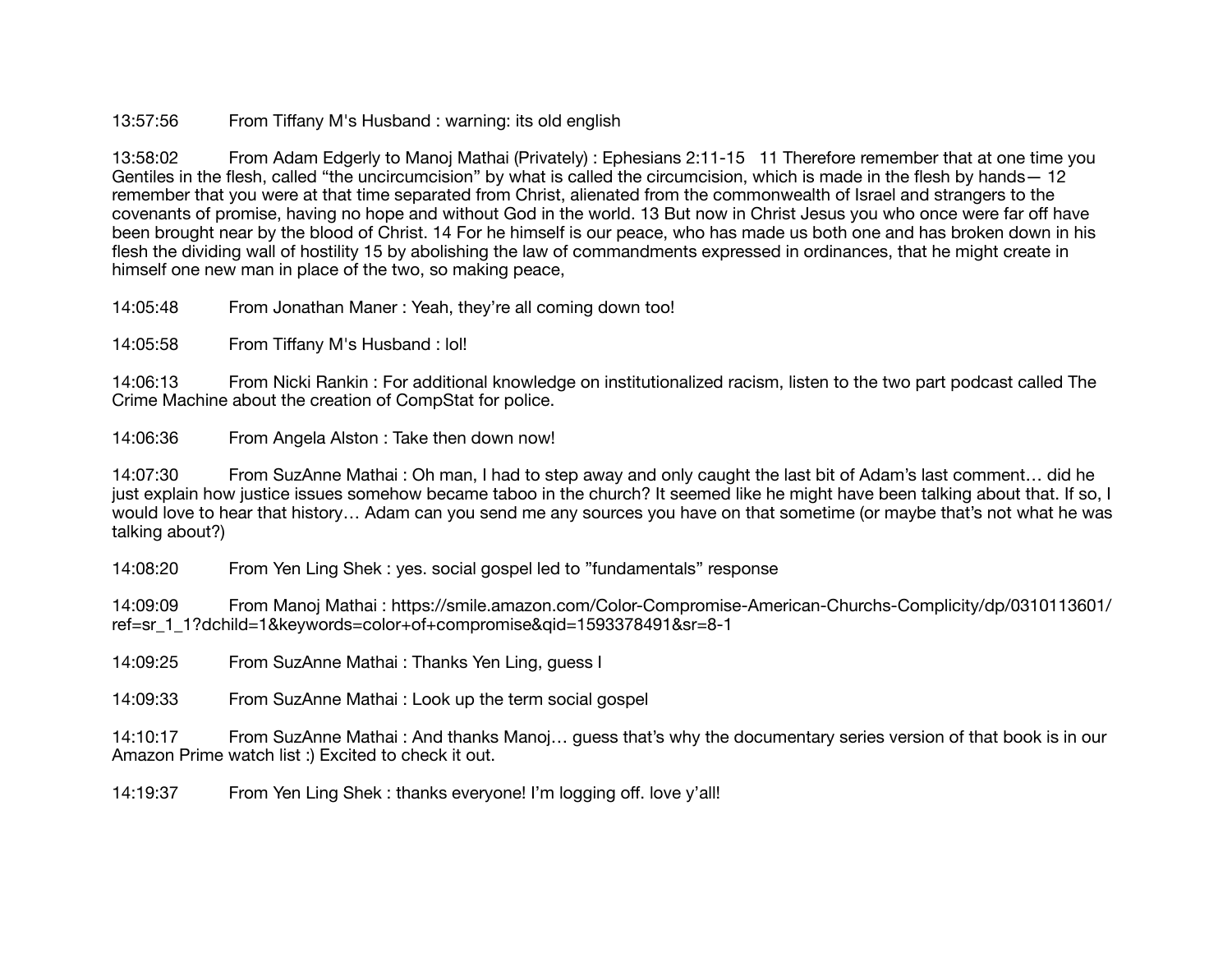13:57:56 From Tiffany M's Husband : warning: its old english

13:58:02 From Adam Edgerly to Manoj Mathai (Privately) : Ephesians 2:11-15   11 Therefore remember that at one time you Gentiles in the flesh, called "the uncircumcision" by what is called the circumcision, which is made in the flesh by hands— 12 remember that you were at that time separated from Christ, alienated from the commonwealth of Israel and strangers to the covenants of promise, having no hope and without God in the world. 13 But now in Christ Jesus you who once were far off have been brought near by the blood of Christ. 14 For he himself is our peace, who has made us both one and has broken down in his flesh the dividing wall of hostility 15 by abolishing the law of commandments expressed in ordinances, that he might create in himself one new man in place of the two, so making peace,

14:05:48 From Jonathan Maner : Yeah, they're all coming down too!

14:05:58 From Tiffany M's Husband : lol!

14:06:13 From Nicki Rankin : For additional knowledge on institutionalized racism, listen to the two part podcast called The Crime Machine about the creation of CompStat for police.

14:06:36 From Angela Alston : Take then down now!

14:07:30 From SuzAnne Mathai : Oh man, I had to step away and only caught the last bit of Adam's last comment… did he just explain how justice issues somehow became taboo in the church? It seemed like he might have been talking about that. If so, I would love to hear that history… Adam can you send me any sources you have on that sometime (or maybe that's not what he was talking about?)

14:08:20 From Yen Ling Shek : yes. social gospel led to "fundamentals" response

14:09:09 From Manoj Mathai : https://smile.amazon.com/Color-Compromise-American-Churchs-Complicity/dp/0310113601/ref=sr_1_1?dchild=1&keywords=color+of+compromise&qid=1593378491&sr=8-1

14:09:25 From SuzAnne Mathai : Thanks Yen Ling, guess I

14:09:33 From SuzAnne Mathai : Look up the term social gospel

14:10:17 From SuzAnne Mathai : And thanks Manoj… guess that's why the documentary series version of that book is in our Amazon Prime watch list :) Excited to check it out.

14:19:37 From Yen Ling Shek : thanks everyone! I'm logging off. love y'all!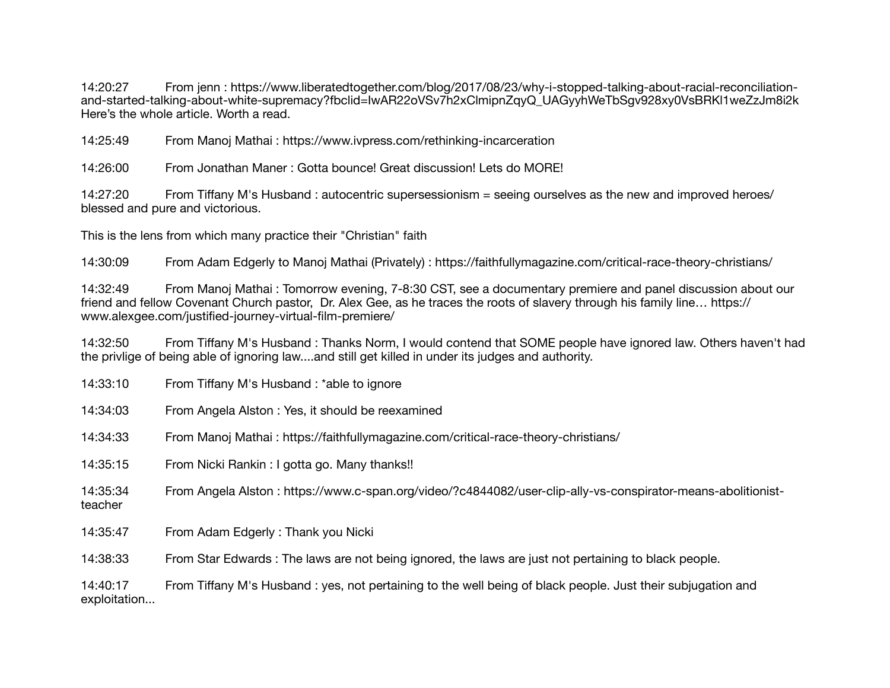14:20:27 From jenn : https://www.liberatedtogether.com/blog/2017/08/23/why-i-stopped-talking-about-racial-reconciliation-and-started-talking-about-white-supremacy?fbclid=IwAR22oVSv7h2xClmipnZqyQ_UAGyyhWeTbSgv928xy0VsBRKl1weZzJm8i2k
Here's the whole article. Worth a read.

14:25:49 From Manoj Mathai : https://www.ivpress.com/rethinking-incarceration

14:26:00 From Jonathan Maner : Gotta bounce! Great discussion! Lets do MORE!

14:27:20 From Tiffany M's Husband : autocentric supersessionism = seeing ourselves as the new and improved heroes/ blessed and pure and victorious.

This is the lens from which many practice their "Christian" faith

14:30:09 From Adam Edgerly to Manoj Mathai (Privately) : https://faithfullymagazine.com/critical-race-theory-christians/

14:32:49 From Manoj Mathai : Tomorrow evening, 7-8:30 CST, see a documentary premiere and panel discussion about our friend and fellow Covenant Church pastor, Dr. Alex Gee, as he traces the roots of slavery through his family line… https://www.alexgee.com/justified-journey-virtual-film-premiere/

14:32:50 From Tiffany M's Husband : Thanks Norm, I would contend that SOME people have ignored law. Others haven't had the privlige of being able of ignoring law....and still get killed in under its judges and authority.

14:33:10 From Tiffany M's Husband : *able to ignore

14:34:03 From Angela Alston : Yes, it should be reexamined

14:34:33 From Manoj Mathai : https://faithfullymagazine.com/critical-race-theory-christians/

14:35:15 From Nicki Rankin : I gotta go. Many thanks!!

14:35:34 From Angela Alston : https://www.c-span.org/video/?c4844082/user-clip-ally-vs-conspirator-means-abolitionist-teacher

14:35:47 From Adam Edgerly : Thank you Nicki

14:38:33 From Star Edwards : The laws are not being ignored, the laws are just not pertaining to black people.

14:40:17 From Tiffany M's Husband : yes, not pertaining to the well being of black people. Just their subjugation and exploitation...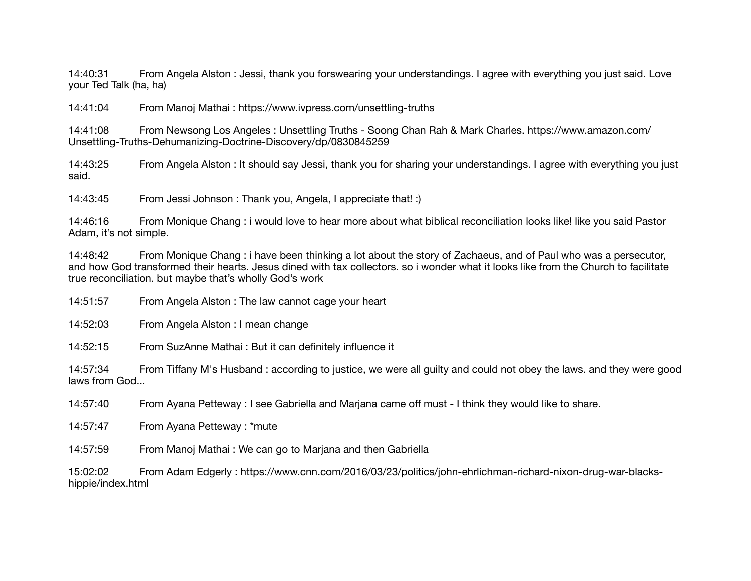14:40:31 From Angela Alston : Jessi, thank you forswearing your understandings. I agree with everything you just said. Love your Ted Talk (ha, ha)

14:41:04 From Manoj Mathai : https://www.ivpress.com/unsettling-truths

14:41:08 From Newsong Los Angeles : Unsettling Truths - Soong Chan Rah & Mark Charles. https://www.amazon.com/Unsettling-Truths-Dehumanizing-Doctrine-Discovery/dp/0830845259

14:43:25 From Angela Alston : It should say Jessi, thank you for sharing your understandings. I agree with everything you just said.

14:43:45 From Jessi Johnson : Thank you, Angela, I appreciate that! :)

14:46:16 From Monique Chang : i would love to hear more about what biblical reconciliation looks like! like you said Pastor Adam, it's not simple.

14:48:42 From Monique Chang : i have been thinking a lot about the story of Zachaeus, and of Paul who was a persecutor, and how God transformed their hearts. Jesus dined with tax collectors. so i wonder what it looks like from the Church to facilitate true reconciliation. but maybe that's wholly God's work

14:51:57 From Angela Alston : The law cannot cage your heart

14:52:03 From Angela Alston : I mean change

14:52:15 From SuzAnne Mathai : But it can definitely influence it

14:57:34 From Tiffany M's Husband : according to justice, we were all guilty and could not obey the laws. and they were good laws from God...

14:57:40 From Ayana Petteway : I see Gabriella and Marjana came off must - I think they would like to share.

14:57:47 From Ayana Petteway : *mute

14:57:59 From Manoj Mathai : We can go to Marjana and then Gabriella

15:02:02 From Adam Edgerly : https://www.cnn.com/2016/03/23/politics/john-ehrlichman-richard-nixon-drug-war-blacks-hippie/index.html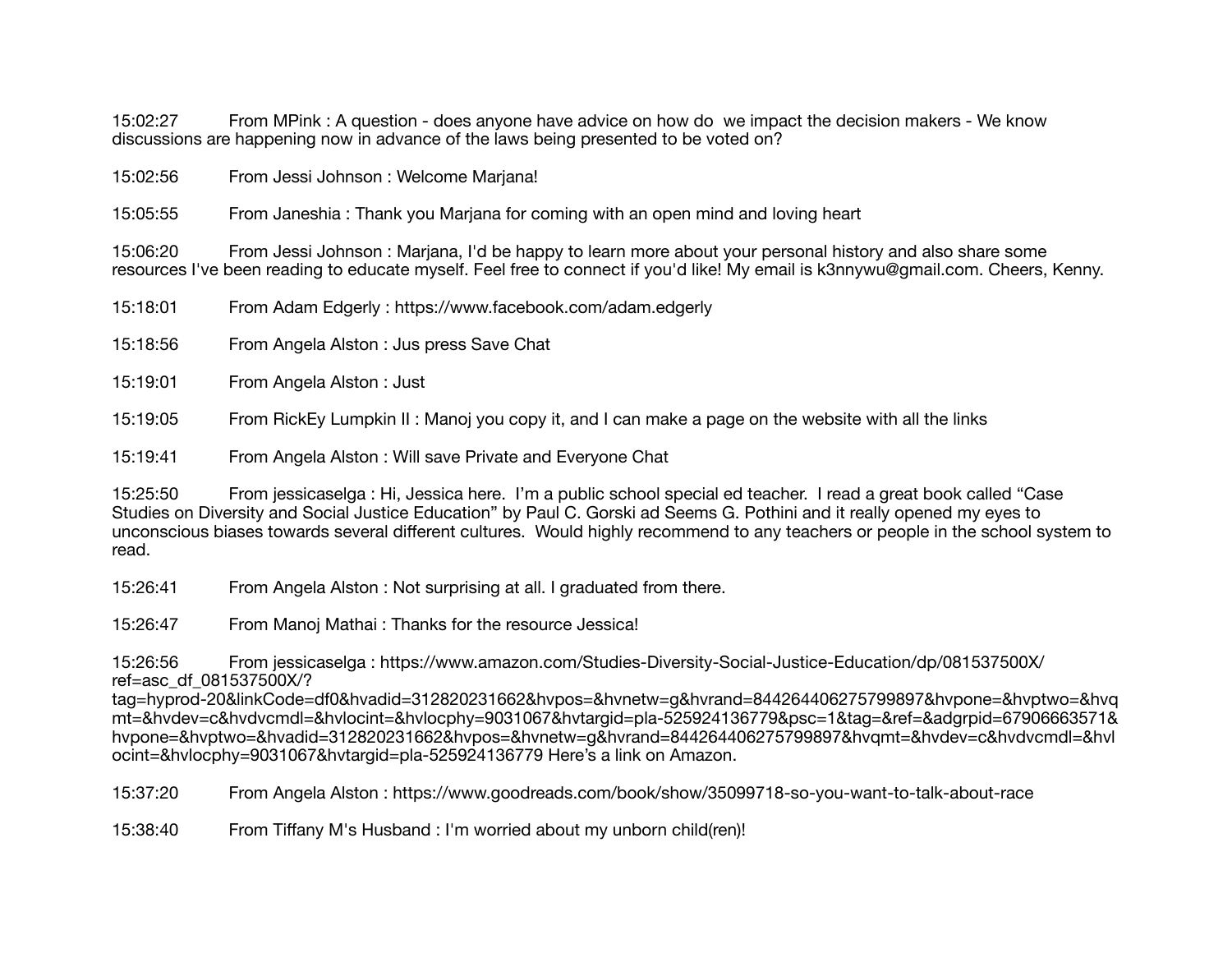15:02:27 From MPink : A question - does anyone have advice on how do  we impact the decision makers - We know discussions are happening now in advance of the laws being presented to be voted on?

15:02:56 From Jessi Johnson : Welcome Marjana!

15:05:55 From Janeshia : Thank you Marjana for coming with an open mind and loving heart

15:06:20 From Jessi Johnson : Marjana, I'd be happy to learn more about your personal history and also share some resources I've been reading to educate myself. Feel free to connect if you'd like! My email is k3nnywu@gmail.com. Cheers, Kenny.

15:18:01 From Adam Edgerly : https://www.facebook.com/adam.edgerly

15:18:56 From Angela Alston : Jus press Save Chat

15:19:01 From Angela Alston : Just

15:19:05 From RickEy Lumpkin II : Manoj you copy it, and I can make a page on the website with all the links

15:19:41 From Angela Alston : Will save Private and Everyone Chat

15:25:50 From jessicaselga : Hi, Jessica here.  I'm a public school special ed teacher.  I read a great book called "Case Studies on Diversity and Social Justice Education" by Paul C. Gorski ad Seems G. Pothini and it really opened my eyes to unconscious biases towards several different cultures.  Would highly recommend to any teachers or people in the school system to read.

15:26:41 From Angela Alston : Not surprising at all. I graduated from there.

15:26:47 From Manoj Mathai : Thanks for the resource Jessica!

15:26:56 From jessicaselga : https://www.amazon.com/Studies-Diversity-Social-Justice-Education/dp/081537500X/ref=asc_df_081537500X/?tag=hyprod-20&linkCode=df0&hvadid=312820231662&hvpos=&hvnetw=g&hvrand=844264406275799897&hvpone=&hvptwo=&hvqmt=&hvdev=c&hvdvcmdl=&hvlocint=&hvlocphy=9031067&hvtargid=pla-525924136779&psc=1&tag=&ref=&adgrpid=67906663571&hvpone=&hvptwo=&hvadid=312820231662&hvpos=&hvnetw=g&hvrand=844264406275799897&hvqmt=&hvdev=c&hvdvcmdl=&hvlocint=&hvlocphy=9031067&hvtargid=pla-525924136779 Here's a link on Amazon.

15:37:20 From Angela Alston : https://www.goodreads.com/book/show/35099718-so-you-want-to-talk-about-race

15:38:40 From Tiffany M's Husband : I'm worried about my unborn child(ren)!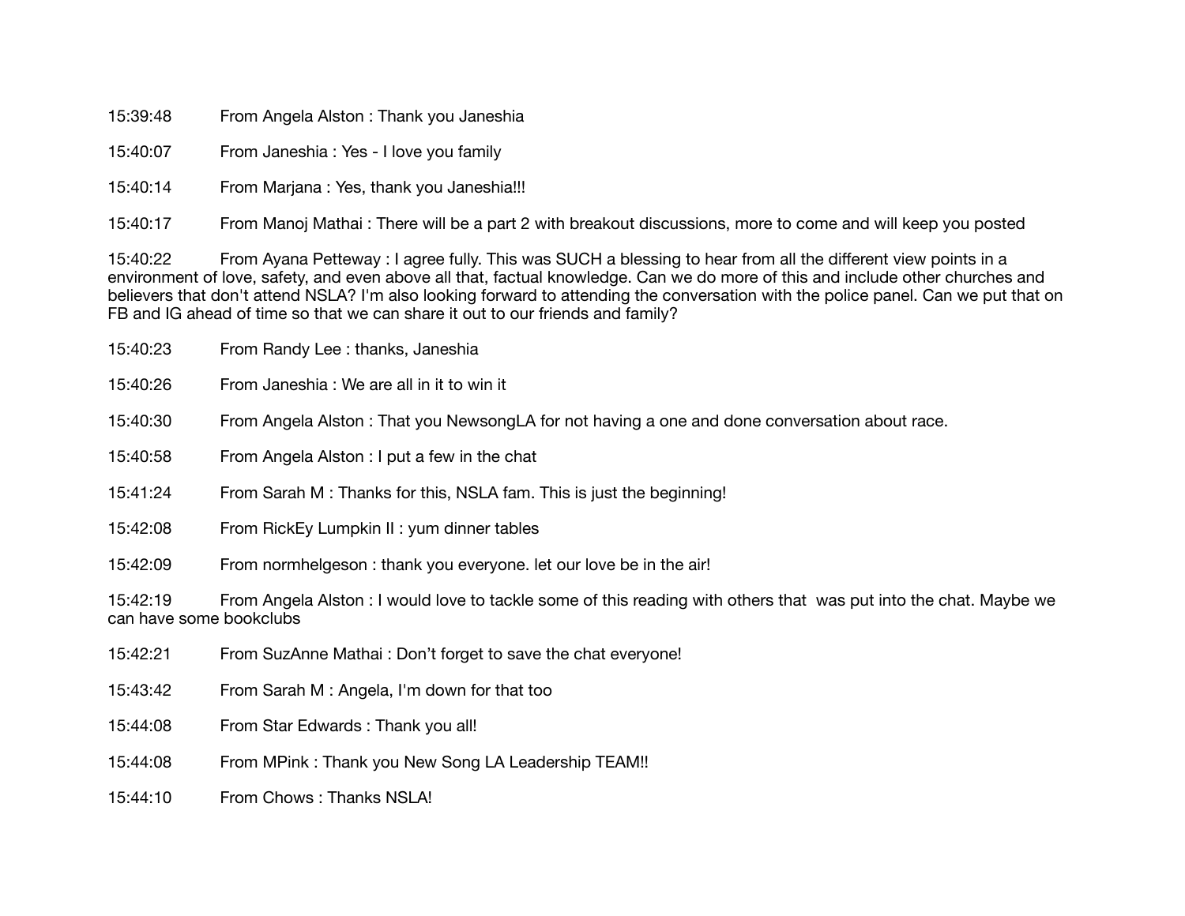15:39:48 From Angela Alston : Thank you Janeshia

15:40:07 From Janeshia : Yes - I love you family

15:40:14 From Marjana : Yes, thank you Janeshia!!!

15:40:17 From Manoj Mathai : There will be a part 2 with breakout discussions, more to come and will keep you posted

15:40:22 From Ayana Petteway : I agree fully. This was SUCH a blessing to hear from all the different view points in a environment of love, safety, and even above all that, factual knowledge. Can we do more of this and include other churches and believers that don't attend NSLA? I'm also looking forward to attending the conversation with the police panel. Can we put that on FB and IG ahead of time so that we can share it out to our friends and family?

15:40:23 From Randy Lee : thanks, Janeshia

15:40:26 From Janeshia : We are all in it to win it

15:40:30 From Angela Alston : That you NewsongLA for not having a one and done conversation about race.

15:40:58 From Angela Alston : I put a few in the chat

15:41:24 From Sarah M : Thanks for this, NSLA fam. This is just the beginning!

15:42:08 From RickEy Lumpkin II : yum dinner tables

15:42:09 From normhelgeson : thank you everyone. let our love be in the air!

15:42:19 From Angela Alston : I would love to tackle some of this reading with others that was put into the chat. Maybe we can have some bookclubs

15:42:21 From SuzAnne Mathai : Don't forget to save the chat everyone!

15:43:42 From Sarah M : Angela, I'm down for that too

15:44:08 From Star Edwards : Thank you all!

15:44:08 From MPink : Thank you New Song LA Leadership TEAM!!

15:44:10 From Chows : Thanks NSLA!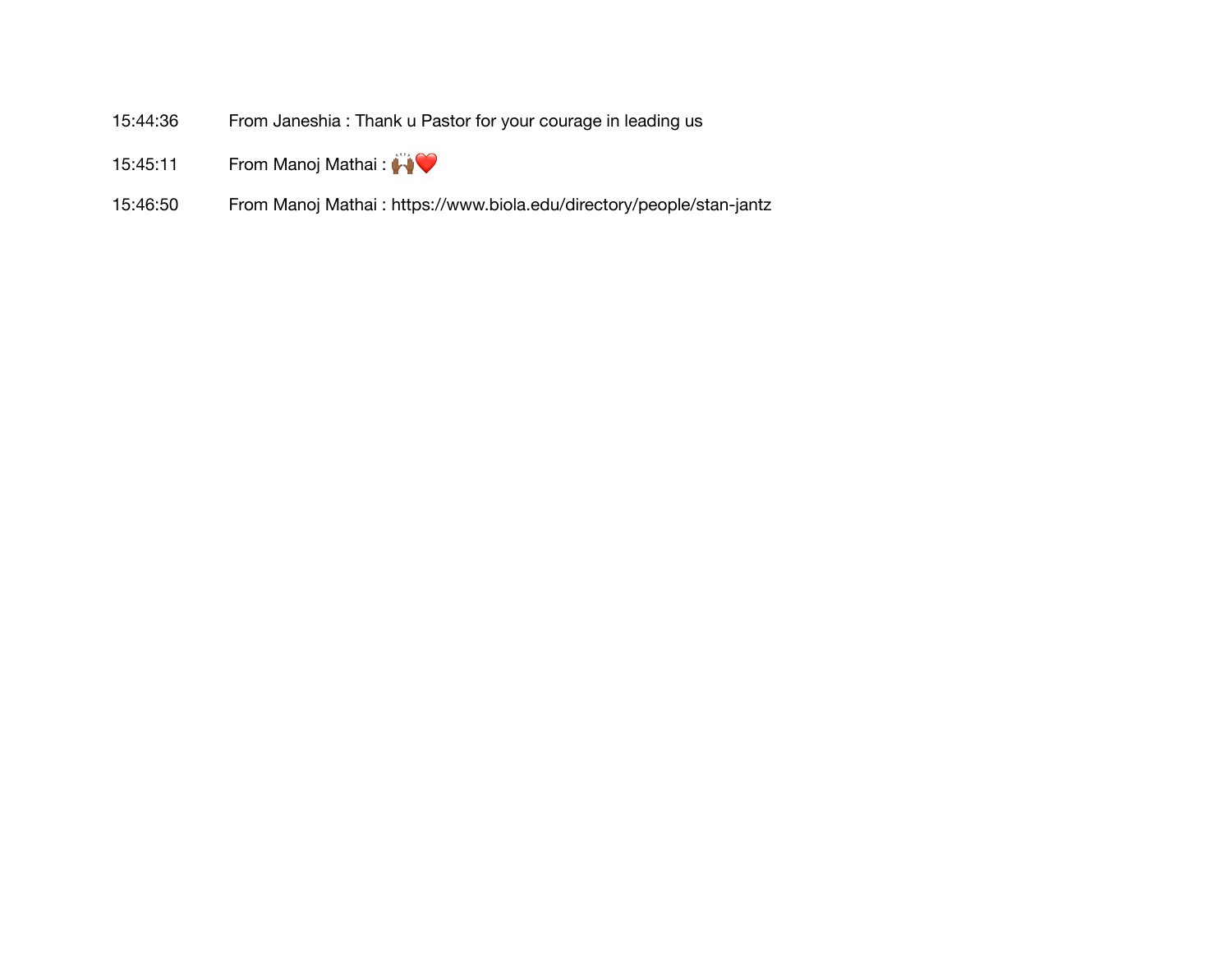| | |
|---|---|
| 15:44:36 | From Janeshia : Thank u Pastor for your courage in leading us |
| 15:45:11 | From Manoj Mathai : 🙌🏾❤️ |
| 15:46:50 | From Manoj Mathai : https://www.biola.edu/directory/people/stan-jantz |